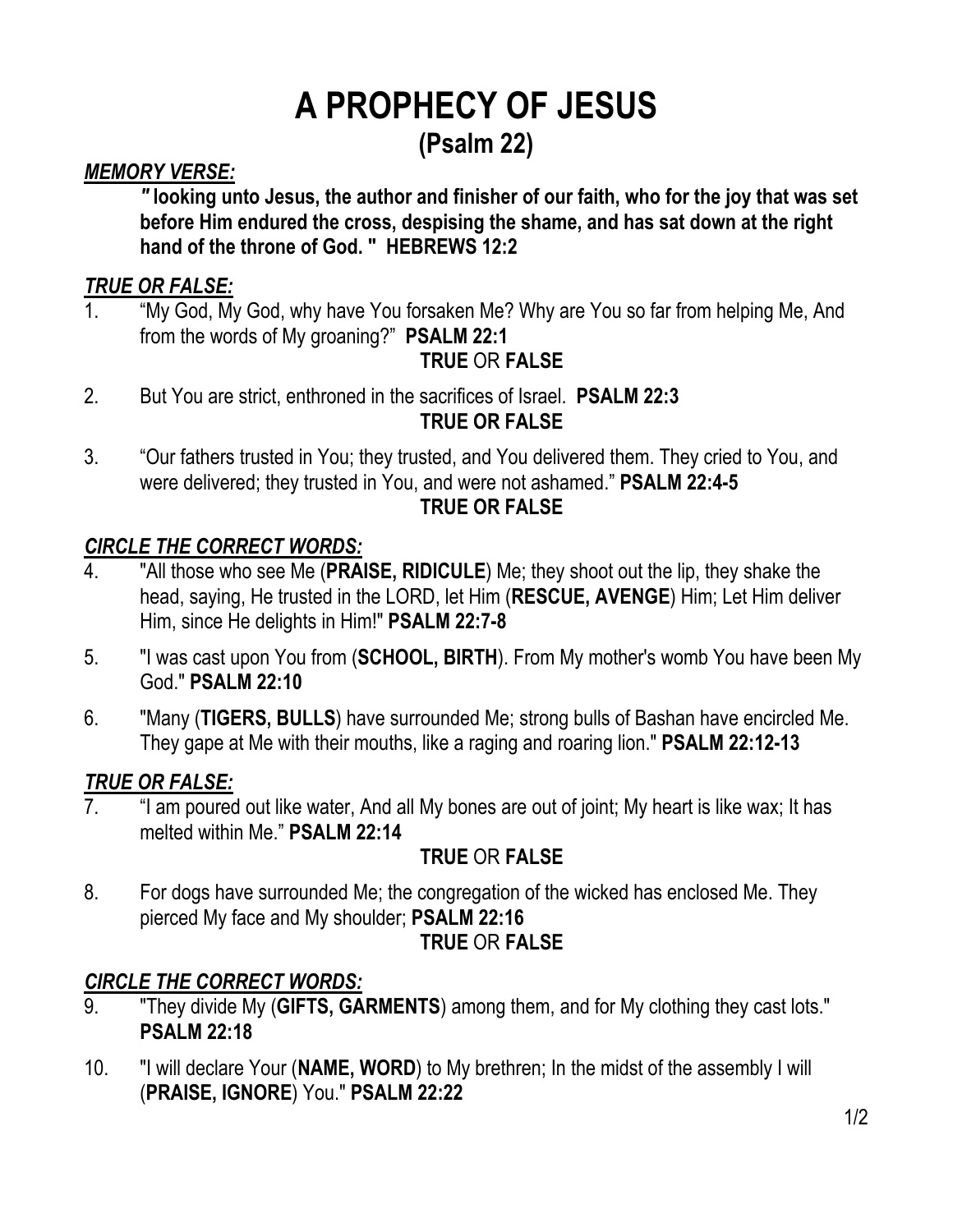# A PROPHECY OF JESUS
## (Psalm 22)

***MEMORY VERSE:***

**" looking unto Jesus, the author and finisher of our faith, who for the joy that was set before Him endured the cross, despising the shame, and has sat down at the right hand of the throne of God. " HEBREWS 12:2**

***TRUE OR FALSE:***

1. "My God, My God, why have You forsaken Me? Why are You so far from helping Me, And from the words of My groaning?" **PSALM 22:1**

   **TRUE** OR **FALSE**

2. But You are strict, enthroned in the sacrifices of Israel. **PSALM 22:3**

   **TRUE OR FALSE**

3. "Our fathers trusted in You; they trusted, and You delivered them. They cried to You, and were delivered; they trusted in You, and were not ashamed." **PSALM 22:4-5**

   **TRUE OR FALSE**

***CIRCLE THE CORRECT WORDS:***

4. "All those who see Me (**PRAISE, RIDICULE**) Me; they shoot out the lip, they shake the head, saying, He trusted in the LORD, let Him (**RESCUE, AVENGE**) Him; Let Him deliver Him, since He delights in Him!" **PSALM 22:7-8**

5. "I was cast upon You from (**SCHOOL, BIRTH**). From My mother's womb You have been My God." **PSALM 22:10**

6. "Many (**TIGERS, BULLS**) have surrounded Me; strong bulls of Bashan have encircled Me. They gape at Me with their mouths, like a raging and roaring lion." **PSALM 22:12-13**

***TRUE OR FALSE:***

7. "I am poured out like water, And all My bones are out of joint; My heart is like wax; It has melted within Me." **PSALM 22:14**

   **TRUE** OR **FALSE**

8. For dogs have surrounded Me; the congregation of the wicked has enclosed Me. They pierced My face and My shoulder; **PSALM 22:16**

   **TRUE** OR **FALSE**

***CIRCLE THE CORRECT WORDS:***

9. "They divide My (**GIFTS, GARMENTS**) among them, and for My clothing they cast lots." **PSALM 22:18**

10. "I will declare Your (**NAME, WORD**) to My brethren; In the midst of the assembly I will (**PRAISE, IGNORE**) You." **PSALM 22:22**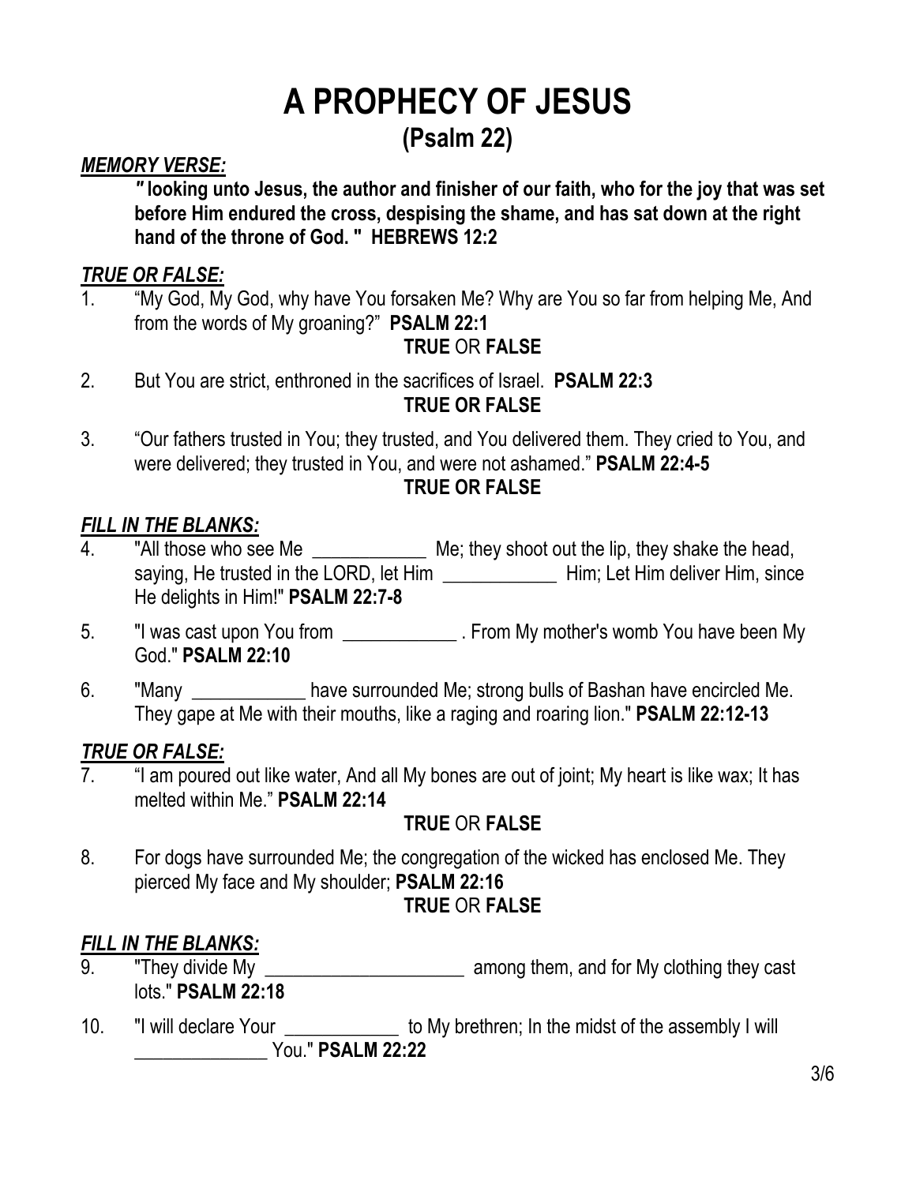# A PROPHECY OF JESUS

## (Psalm 22)

***MEMORY VERSE:***

> **" looking unto Jesus, the author and finisher of our faith, who for the joy that was set before Him endured the cross, despising the shame, and has sat down at the right hand of the throne of God. " HEBREWS 12:2**

***TRUE OR FALSE:***

1. "My God, My God, why have You forsaken Me? Why are You so far from helping Me, And from the words of My groaning?" **PSALM 22:1**

   **TRUE** OR **FALSE**

2. But You are strict, enthroned in the sacrifices of Israel. **PSALM 22:3**

   **TRUE OR FALSE**

3. "Our fathers trusted in You; they trusted, and You delivered them. They cried to You, and were delivered; they trusted in You, and were not ashamed." **PSALM 22:4-5**

   **TRUE OR FALSE**

***FILL IN THE BLANKS:***

4. "All those who see Me ____________ Me; they shoot out the lip, they shake the head, saying, He trusted in the LORD, let Him ____________ Him; Let Him deliver Him, since He delights in Him!" **PSALM 22:7-8**

5. "I was cast upon You from ____________ . From My mother's womb You have been My God." **PSALM 22:10**

6. "Many ____________ have surrounded Me; strong bulls of Bashan have encircled Me. They gape at Me with their mouths, like a raging and roaring lion." **PSALM 22:12-13**

***TRUE OR FALSE:***

7. "I am poured out like water, And all My bones are out of joint; My heart is like wax; It has melted within Me." **PSALM 22:14**

   **TRUE** OR **FALSE**

8. For dogs have surrounded Me; the congregation of the wicked has enclosed Me. They pierced My face and My shoulder; **PSALM 22:16**

   **TRUE** OR **FALSE**

***FILL IN THE BLANKS:***

9. "They divide My _____________________ among them, and for My clothing they cast lots." **PSALM 22:18**

10. "I will declare Your ____________ to My brethren; In the midst of the assembly I will ______________ You." **PSALM 22:22**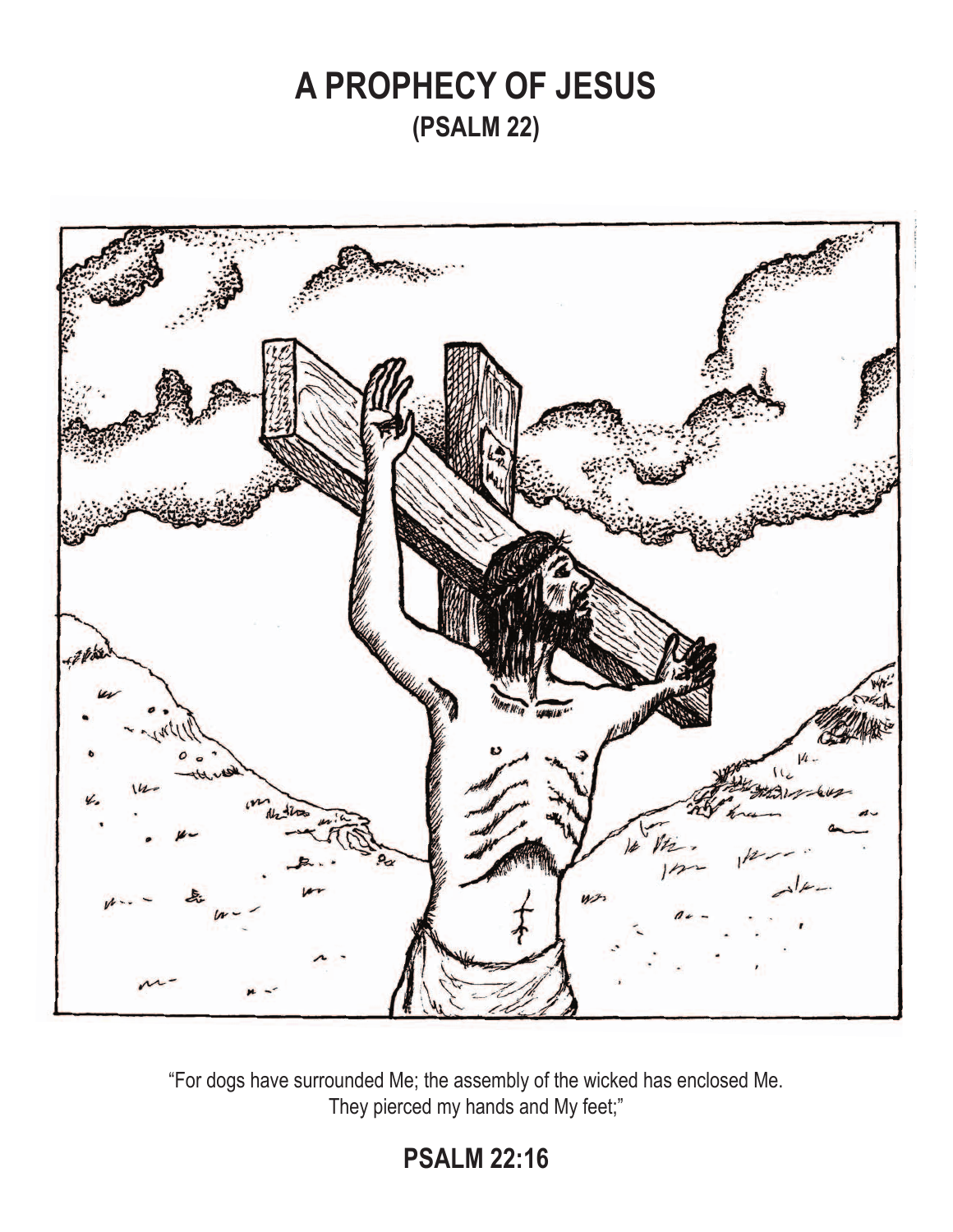# A PROPHECY OF JESUS
## (PSALM 22)

"For dogs have surrounded Me; the assembly of the wicked has enclosed Me.
They pierced my hands and My feet;"

**PSALM 22:16**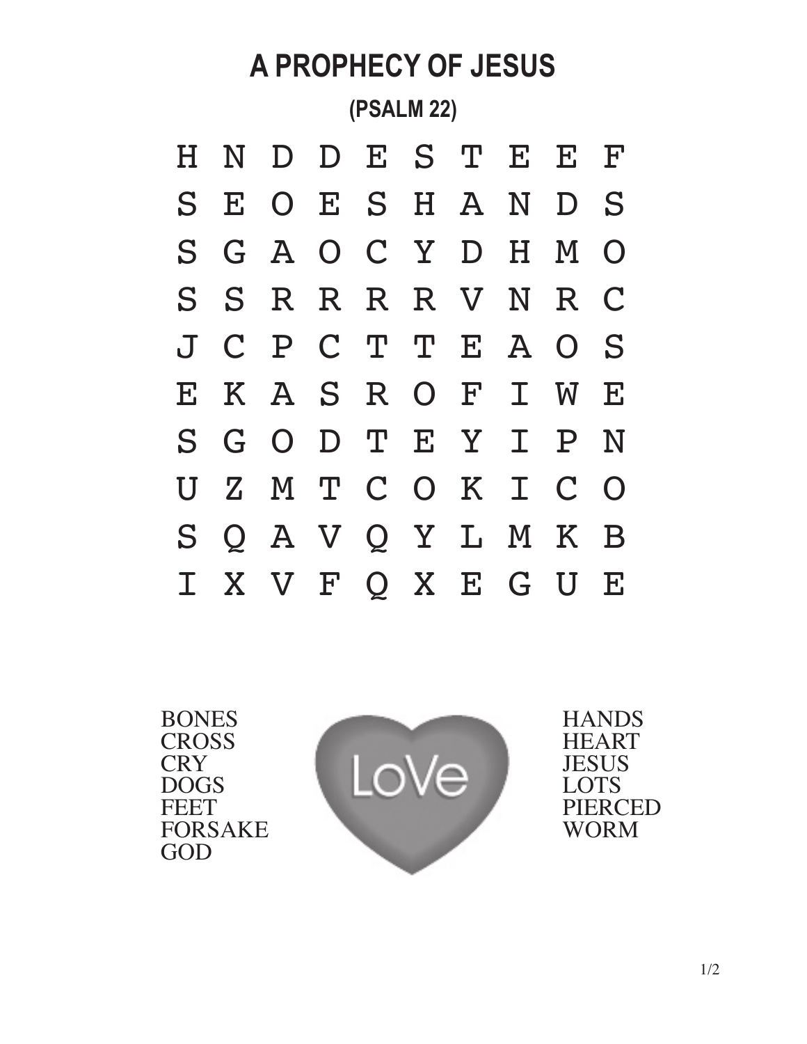# A PROPHECY OF JESUS

## (PSALM 22)

```
H N D D E S T E E F
S E O E S H A N D S
S G A O C Y D H M O
S S R R R R V N R C
J C P C T T E A O S
E K A S R O F I W E
S G O D T E Y I P N
U Z M T C O K I C O
S Q A V Q Y L M K B
I X V F Q X E G U E
```

BONES
CROSS
CRY
DOGS
FEET
FORSAKE
GOD

LoVe

HANDS
HEART
JESUS
LOTS
PIERCED
WORM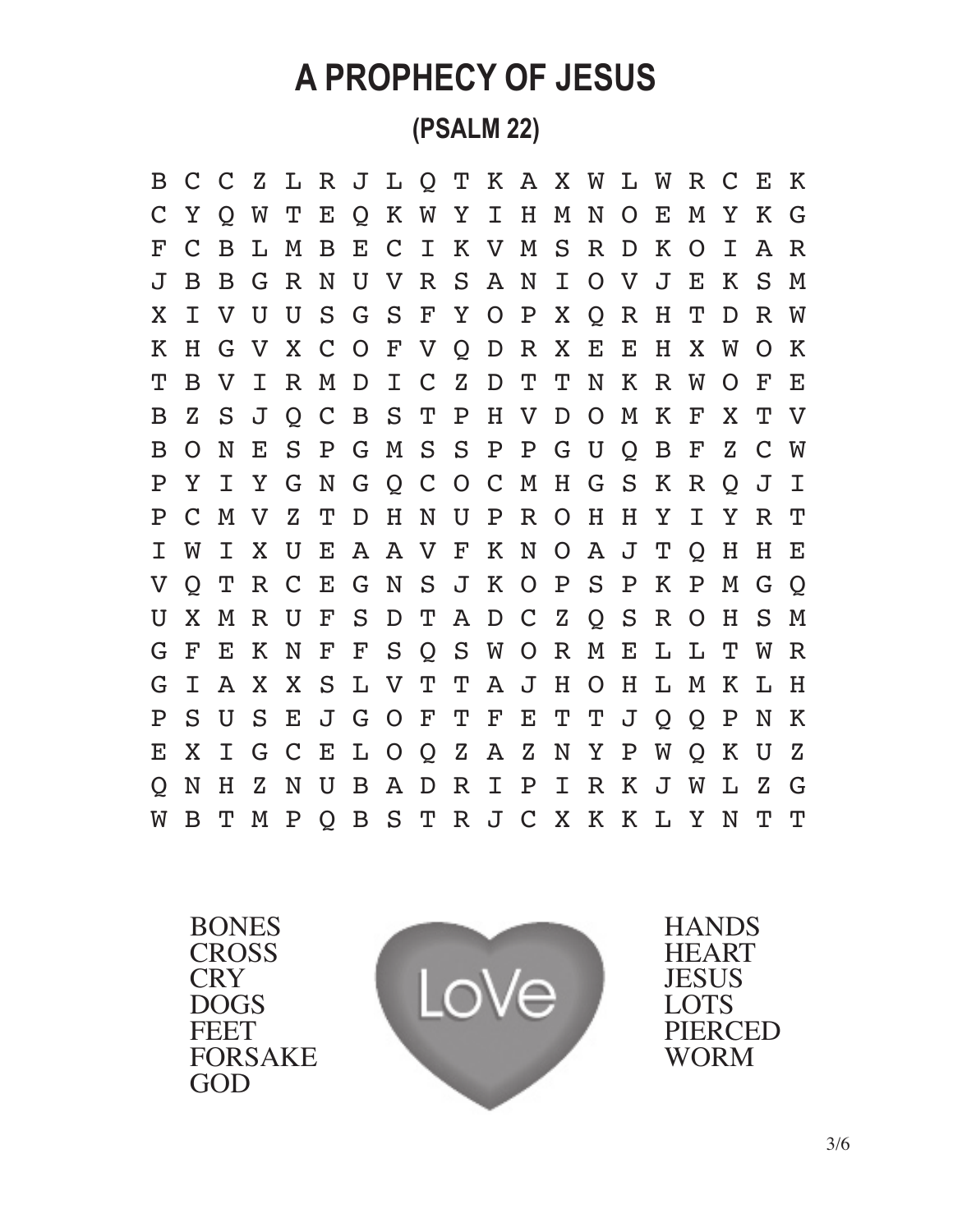# A PROPHECY OF JESUS

## (PSALM 22)

```
B C C Z L R J L Q T K A X W L W R C E K
C Y Q W T E Q K W Y I H M N O E M Y K G
F C B L M B E C I K V M S R D K O I A R
J B B G R N U V R S A N I O V J E K S M
X I V U U S G S F Y O P X Q R H T D R W
K H G V X C O F V Q D R X E E H X W O K
T B V I R M D I C Z D T T N K R W O F E
B Z S J Q C B S T P H V D O M K F X T V
B O N E S P G M S S P P G U Q B F Z C W
P Y I Y G N G Q C O C M H G S K R Q J I
P C M V Z T D H N U P R O H H Y I Y R T
I W I X U E A A V F K N O A J T Q H H E
V Q T R C E G N S J K O P S P K P M G Q
U X M R U F S D T A D C Z Q S R O H S M
G F E K N F F S Q S W O R M E L L T W R
G I A X X S L V T T A J H O H L M K L H
P S U S E J G O F T F E T T J Q Q P N K
E X I G C E L O Q Z A Z N Y P W Q K U Z
Q N H Z N U B A D R I P I R K J W L Z G
W B T M P Q B S T R J C X K K L Y N T T
```

BONES
CROSS
CRY
DOGS
FEET
FORSAKE
GOD

LoVe

HANDS
HEART
JESUS
LOTS
PIERCED
WORM